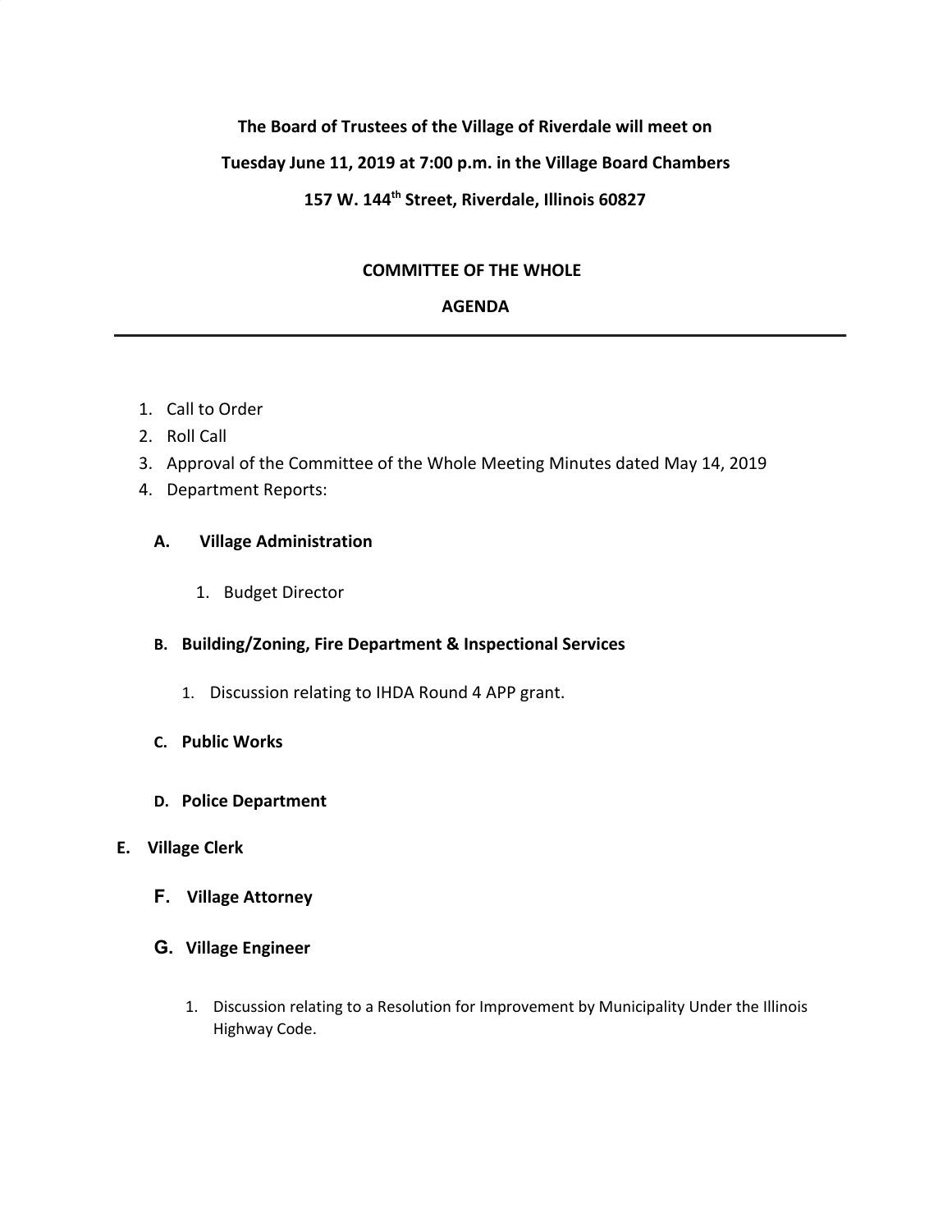**The Board of Trustees of the Village of Riverdale will meet on**

**Tuesday June 11, 2019 at 7:00 p.m. in the Village Board Chambers**

**157 W. 144th Street, Riverdale, Illinois 60827**

## COMMITTEE OF THE WHOLE

## AGENDA

---

1. Call to Order
2. Roll Call
3. Approval of the Committee of the Whole Meeting Minutes dated May 14, 2019
4. Department Reports:

**A. Village Administration**

1. Budget Director

**B. Building/Zoning, Fire Department & Inspectional Services**

1. Discussion relating to IHDA Round 4 APP grant.

**C. Public Works**

**D. Police Department**

**E. Village Clerk**

**F. Village Attorney**

**G. Village Engineer**

1. Discussion relating to a Resolution for Improvement by Municipality Under the Illinois Highway Code.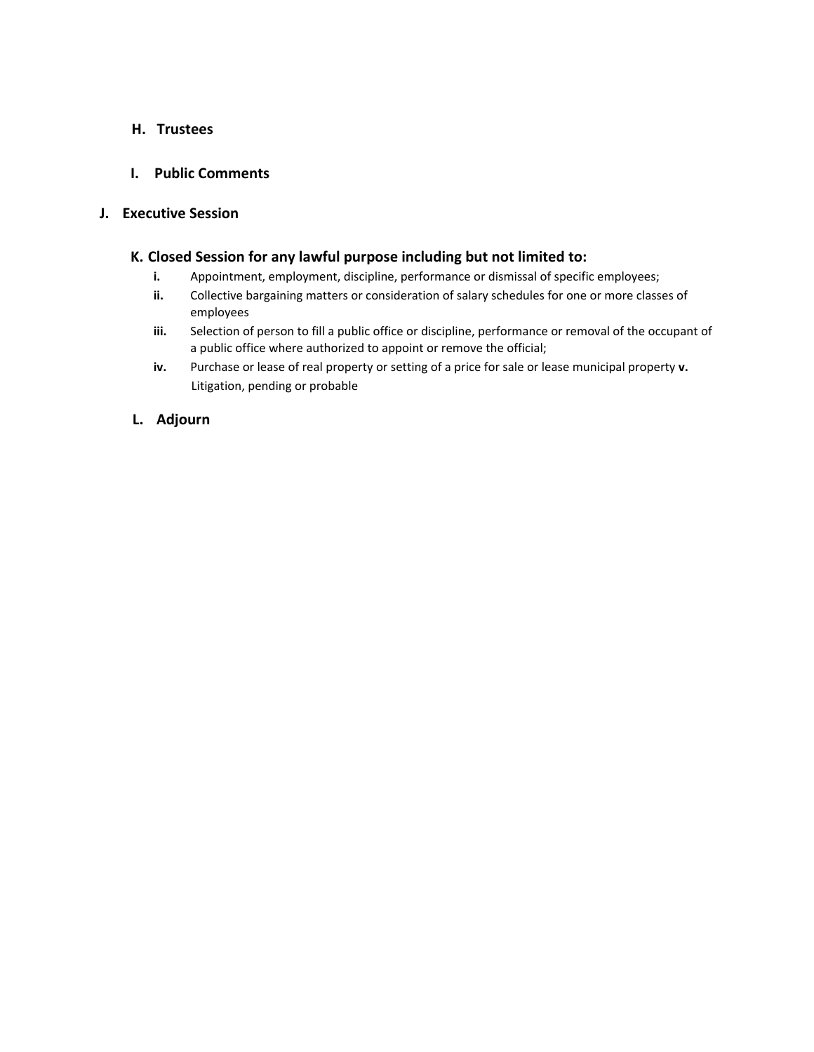**H. Trustees**

**I. Public Comments**

**J. Executive Session**

**K. Closed Session for any lawful purpose including but not limited to:**

- **i.** Appointment, employment, discipline, performance or dismissal of specific employees;
- **ii.** Collective bargaining matters or consideration of salary schedules for one or more classes of employees
- **iii.** Selection of person to fill a public office or discipline, performance or removal of the occupant of a public office where authorized to appoint or remove the official;
- **iv.** Purchase or lease of real property or setting of a price for sale or lease municipal property
- **v.** Litigation, pending or probable

**L. Adjourn**